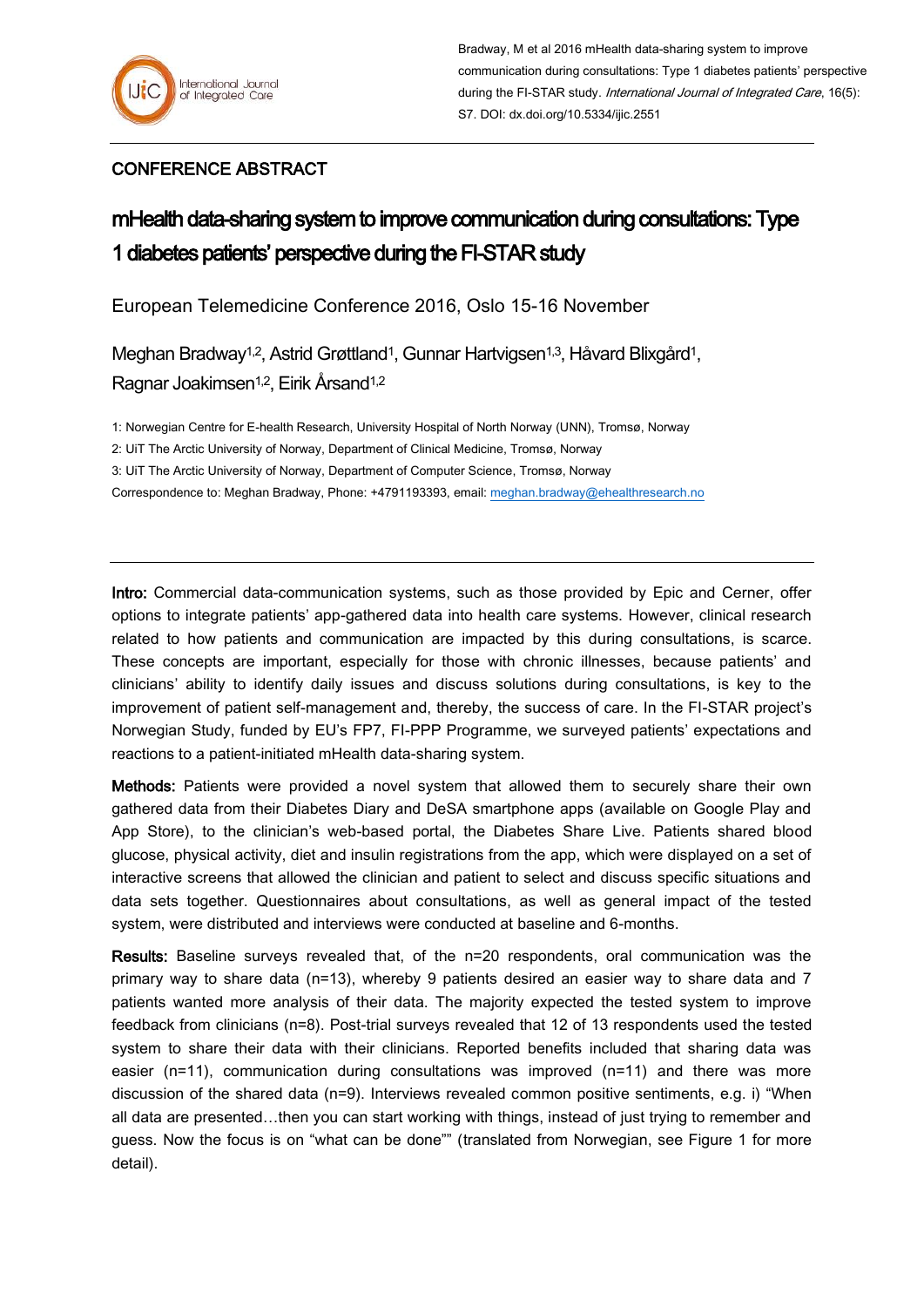Bradway, M et al 2016 mHealth data-sharing system to improve communication during consultations: Type 1 diabetes patients' perspective during the FI-STAR study. *International Journal of Integrated Care*, 16(5): S7. DOI: dx.doi.org/10.5334/ijic.2551

CONFERENCE ABSTRACT

# mHealth data-sharing system to improve communication during consultations: Type 1 diabetes patients' perspective during the FI-STAR study

European Telemedicine Conference 2016, Oslo 15-16 November

Meghan Bradway[1,2], Astrid Grøttland[1], Gunnar Hartvigsen[1,3], Håvard Blixgård[1], Ragnar Joakimsen[1,2], Eirik Årsand[1,2]

1: Norwegian Centre for E-health Research, University Hospital of North Norway (UNN), Tromsø, Norway

2: UiT The Arctic University of Norway, Department of Clinical Medicine, Tromsø, Norway

3: UiT The Arctic University of Norway, Department of Computer Science, Tromsø, Norway

Correspondence to: Meghan Bradway, Phone: +4791193393, email: meghan.bradway@ehealthresearch.no

---

**Intro:** Commercial data-communication systems, such as those provided by Epic and Cerner, offer options to integrate patients' app-gathered data into health care systems. However, clinical research related to how patients and communication are impacted by this during consultations, is scarce. These concepts are important, especially for those with chronic illnesses, because patients' and clinicians' ability to identify daily issues and discuss solutions during consultations, is key to the improvement of patient self-management and, thereby, the success of care. In the FI-STAR project's Norwegian Study, funded by EU's FP7, FI-PPP Programme, we surveyed patients' expectations and reactions to a patient-initiated mHealth data-sharing system.

**Methods:** Patients were provided a novel system that allowed them to securely share their own gathered data from their Diabetes Diary and DeSA smartphone apps (available on Google Play and App Store), to the clinician's web-based portal, the Diabetes Share Live. Patients shared blood glucose, physical activity, diet and insulin registrations from the app, which were displayed on a set of interactive screens that allowed the clinician and patient to select and discuss specific situations and data sets together. Questionnaires about consultations, as well as general impact of the tested system, were distributed and interviews were conducted at baseline and 6-months.

**Results:** Baseline surveys revealed that, of the n=20 respondents, oral communication was the primary way to share data (n=13), whereby 9 patients desired an easier way to share data and 7 patients wanted more analysis of their data. The majority expected the tested system to improve feedback from clinicians (n=8). Post-trial surveys revealed that 12 of 13 respondents used the tested system to share their data with their clinicians. Reported benefits included that sharing data was easier (n=11), communication during consultations was improved (n=11) and there was more discussion of the shared data (n=9). Interviews revealed common positive sentiments, e.g. i) "When all data are presented…then you can start working with things, instead of just trying to remember and guess. Now the focus is on "what can be done"" (translated from Norwegian, see Figure 1 for more detail).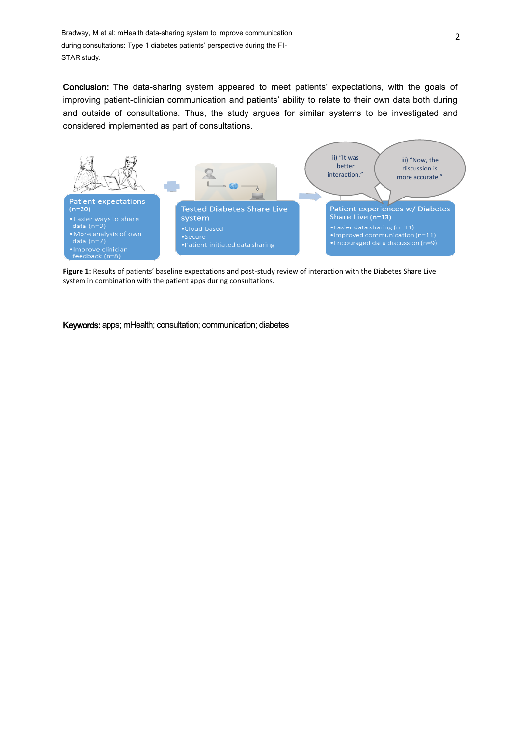**Conclusion:** The data-sharing system appeared to meet patients' expectations, with the goals of improving patient-clinician communication and patients' ability to relate to their own data both during and outside of consultations. Thus, the study argues for similar systems to be investigated and considered implemented as part of consultations.

Patient expectations (n=20)
- Easier ways to share data (n=9)
- More analysis of own data (n=7)
- Improve clinician feedback (n=8)

Tested Diabetes Share Live system
- Cloud-based
- Secure
- Patient-initiated data sharing

ii) "It was better interaction."

iii) "Now, the discussion is more accurate."

Patient experiences w/ Diabetes Share Live (n=13)
- Easier data sharing (n=11)
- Improved communication (n=11)
- Encouraged data discussion (n=9)

**Figure 1:** Results of patients' baseline expectations and post-study review of interaction with the Diabetes Share Live system in combination with the patient apps during consultations.

---

**Keywords:** apps; mHealth; consultation; communication; diabetes

---